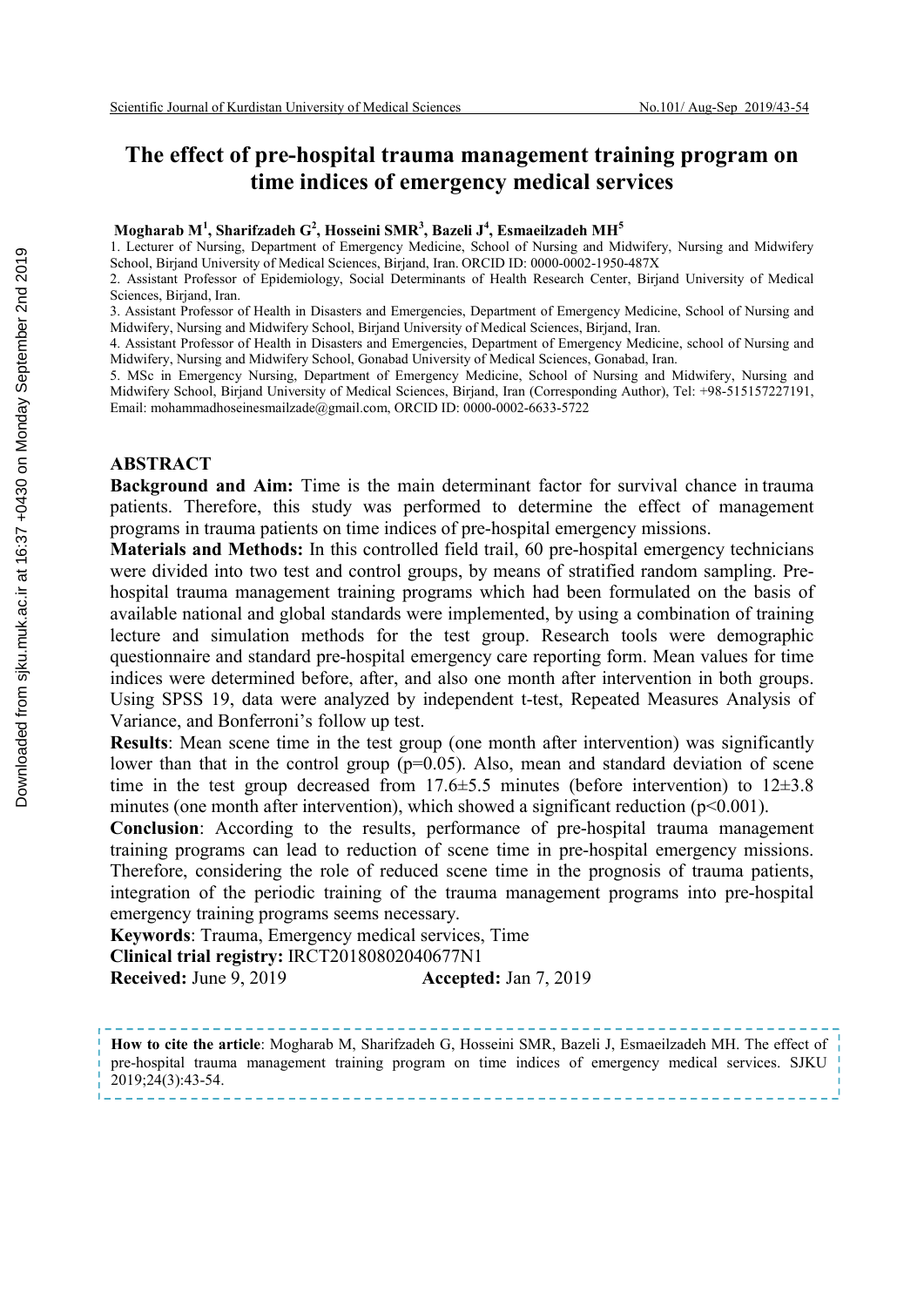# The effect of pre-hospital trauma management training program on time indices of emergency medical services

**Mogharab M[1], Sharifzadeh G[2], Hosseini SMR[3], Bazeli J[4], Esmaeilzadeh MH[5]**

1. Lecturer of Nursing, Department of Emergency Medicine, School of Nursing and Midwifery, Nursing and Midwifery School, Birjand University of Medical Sciences, Birjand, Iran. ORCID ID: 0000-0002-1950-487X
2. Assistant Professor of Epidemiology, Social Determinants of Health Research Center, Birjand University of Medical Sciences, Birjand, Iran.
3. Assistant Professor of Health in Disasters and Emergencies, Department of Emergency Medicine, School of Nursing and Midwifery, Nursing and Midwifery School, Birjand University of Medical Sciences, Birjand, Iran.
4. Assistant Professor of Health in Disasters and Emergencies, Department of Emergency Medicine, school of Nursing and Midwifery, Nursing and Midwifery School, Gonabad University of Medical Sciences, Gonabad, Iran.
5. MSc in Emergency Nursing, Department of Emergency Medicine, School of Nursing and Midwifery, Nursing and Midwifery School, Birjand University of Medical Sciences, Birjand, Iran (Corresponding Author), Tel: +98-515157227191, Email: mohammadhoseinesmailzade@gmail.com, ORCID ID: 0000-0002-6633-5722

## ABSTRACT

**Background and Aim:** Time is the main determinant factor for survival chance in trauma patients. Therefore, this study was performed to determine the effect of management programs in trauma patients on time indices of pre-hospital emergency missions.

**Materials and Methods:** In this controlled field trail, 60 pre-hospital emergency technicians were divided into two test and control groups, by means of stratified random sampling. Pre-hospital trauma management training programs which had been formulated on the basis of available national and global standards were implemented, by using a combination of training lecture and simulation methods for the test group. Research tools were demographic questionnaire and standard pre-hospital emergency care reporting form. Mean values for time indices were determined before, after, and also one month after intervention in both groups. Using SPSS 19, data were analyzed by independent t-test, Repeated Measures Analysis of Variance, and Bonferroni's follow up test.

**Results**: Mean scene time in the test group (one month after intervention) was significantly lower than that in the control group ($p=0.05$). Also, mean and standard deviation of scene time in the test group decreased from 17.6±5.5 minutes (before intervention) to 12±3.8 minutes (one month after intervention), which showed a significant reduction ($p<0.001$).

**Conclusion**: According to the results, performance of pre-hospital trauma management training programs can lead to reduction of scene time in pre-hospital emergency missions. Therefore, considering the role of reduced scene time in the prognosis of trauma patients, integration of the periodic training of the trauma management programs into pre-hospital emergency training programs seems necessary.

**Keywords**: Trauma, Emergency medical services, Time

**Clinical trial registry:** IRCT20180802040677N1

**Received:** June 9, 2019 **Accepted:** Jan 7, 2019

**How to cite the article**: Mogharab M, Sharifzadeh G, Hosseini SMR, Bazeli J, Esmaeilzadeh MH. The effect of pre-hospital trauma management training program on time indices of emergency medical services. SJKU 2019;24(3):43-54.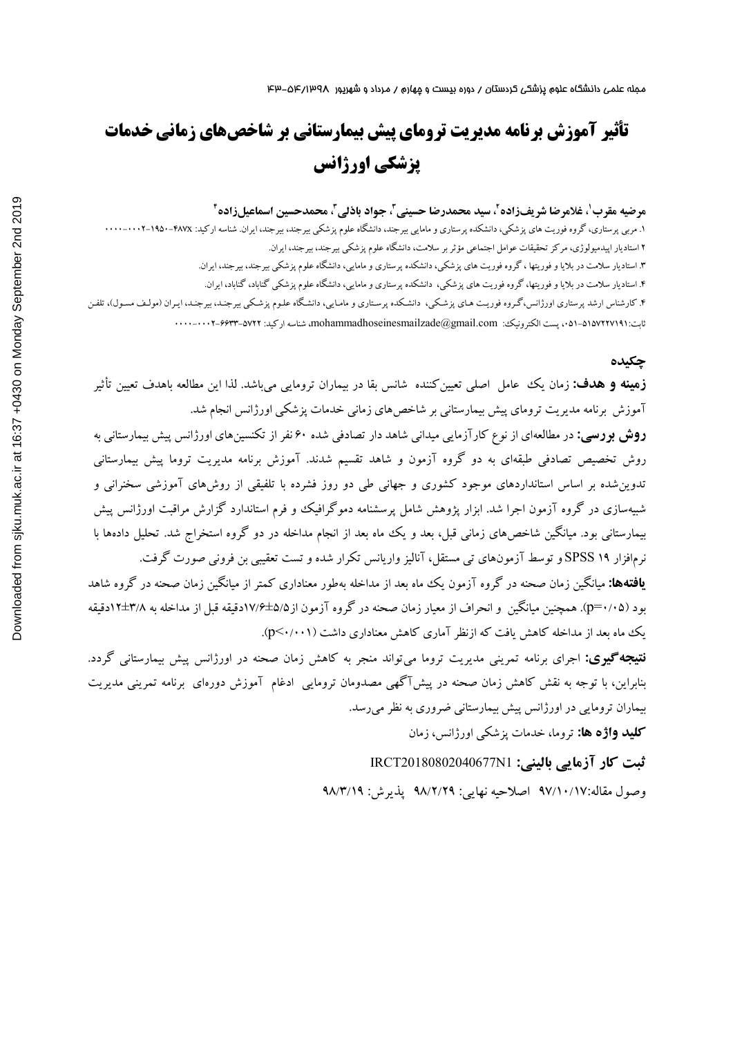# تأثیر آموزش برنامه مدیریت ترومای پیش بیمارستانی بر شاخص‌های زمانی خدمات پزشکی اورژانس

**مرضیه مقرب[1]، غلامرضا شریف‌زاده[2]، سید محمدرضا حسینی[3]، جواد باذلی[3]، محمدحسین اسماعیل‌زاده[4]**

۱. مربی پرستاری، گروه فوریت های پزشکی، دانشکده پرستاری و مامایی بیرجند، دانشگاه علوم پزشکی بیرجند، بیرجند، ایران. شناسه ارکید: ۴۸۷X-۱۹۵۰-۰۰۰۲-۰۰۰۰

۲ استادیار اپیدمیولوژی، مرکز تحقیقات عوامل اجتماعی مؤثر بر سلامت، دانشگاه علوم پزشکی بیرجند، بیرجند، ایران.

۳. استادیار سلامت در بلایا و فوریتها ، گروه فوریت های پزشکی، دانشکده پرستاری و مامایی، دانشگاه علوم پزشکی بیرجند، بیرجند، ایران.

۴. استادیار سلامت در بلایا و فوریتها، گروه فوریت های پزشکی، دانشکده پرستاری و مامایی، دانشگاه علوم پزشکی گناباد، گناباد، ایران.

۴. کارشناس ارشد پرستاری اورژانس، گروه فوریت هـای پزشکی، دانشـکده پرستاری و مامـایی، دانشگاه علـوم پزشـکی بیرجنـد، بیرجنـد، ایـران (مولـف مسـول)، تلفـن ثابت:۰۵۱-۵۱۵۷۲۲۷۱۹۱، پست الکترونیک: mohammadhoseinesmailzade@gmail.com، شناسه ارکید: ۵۷۲۲-۶۶۳۳-۰۰۰۲-۰۰۰۰

## چکیده

**زمینه و هدف:** زمان یک عامل اصلی تعیین‌کننده شانس بقا در بیماران ترومایی می‌باشد. لذا این مطالعه باهدف تعیین تأثیر آموزش برنامه مدیریت ترومای پیش بیمارستانی بر شاخص‌های زمانی خدمات پزشکی اورژانس انجام شد.

**روش بررسی:** در مطالعه‌ای از نوع کارآزمایی میدانی شاهد دار تصادفی شده ۶۰ نفر از تکنسین‌های اورژانس پیش بیمارستانی به روش تخصیص تصادفی طبقه‌ای به دو گروه آزمون و شاهد تقسیم شدند. آموزش برنامه مدیریت تروما پیش بیمارستانی تدوین‌شده بر اساس استانداردهای موجود کشوری و جهانی طی دو روز فشرده با تلفیقی از روش‌های آموزشی سخنرانی و شبیه‌سازی در گروه آزمون اجرا شد. ابزار پژوهش شامل پرسشنامه دموگرافیک و فرم استاندارد گزارش مراقبت اورژانس پیش بیمارستانی بود. میانگین شاخص‌های زمانی قبل، بعد و یک ماه بعد از انجام مداخله در دو گروه استخراج شد. تحلیل داده‌ها با نرم‌افزار SPSS ۱۹ و توسط آزمون‌های تی مستقل، آنالیز واریانس تکرار شده و تست تعقیبی بن فرونی صورت گرفت.

**یافته‌ها:** میانگین زمان صحنه در گروه آزمون یک ماه بعد از مداخله به‌طور معناداری کمتر از میانگین زمان صحنه در گروه شاهد بود (p=۰/۰۵). همچنین میانگین و انحراف از معیار زمان صحنه در گروه آزمون از ۱۷/۶±۵/۵دقیقه قبل از مداخله به ۱۲±۳/۸دقیقه یک ماه بعد از مداخله کاهش یافت که ازنظر آماری کاهش معناداری داشت (p<۰/۰۰۱).

**نتیجه‌گیری:** اجرای برنامه تمرینی مدیریت تروما می‌تواند منجر به کاهش زمان صحنه در اورژانس پیش بیمارستانی گردد. بنابراین، با توجه به نقش کاهش زمان صحنه در پیش‌آگهی مصدومان ترومایی ادغام آموزش دوره‌ای برنامه تمرینی مدیریت بیماران ترومایی در اورژانس پیش بیمارستانی ضروری به نظر می‌رسد.

**کلید واژه ها:** تروما، خدمات پزشکی اورژانس، زمان

**ثبت کار آزمایی بالینی:** IRCT20180802040677N1

وصول مقاله:۹۷/۱۰/۱۷ اصلاحیه نهایی: ۹۸/۲/۲۹ پذیرش: ۹۸/۳/۱۹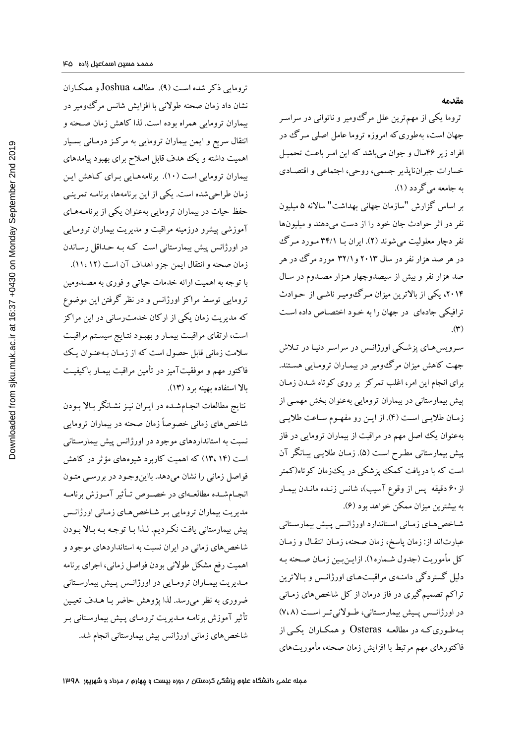## مقدمه

تروما یکی از مهم‌ترین علل مرگ‌ومیر و ناتوانی در سراسر جهان است، به‌طوری‌که امروزه تروما عامل اصلی مرگ در افراد زیر ۴۶سال و جوان می‌باشد که این امر باعث تحمیل خسارات جبران‌ناپذیر جسمی، روحی، اجتماعی و اقتصادی به جامعه می‌گردد (۱).

بر اساس گزارش "سازمان جهانی بهداشت" سالانه ۵ میلیون نفر در اثر حوادث جان خود را از دست می‌دهند و میلیون‌ها نفر دچار معلولیت می‌شوند (۲). ایران با ۳۴/۱ مورد مرگ در هر صد هزار نفر در سال ۲۰۱۳ و۳۲/۱ مورد مرگ در هر صد هزار نفر و بیش از سیصدوچهار هزار مصدوم در سال ۲۰۱۴، یکی از بالاترین میزان مرگ‌ومیر ناشی از حوادث ترافیکی جاده‌ای در جهان را به خود اختصاص داده است (۳).

سرویس‌های پزشکی اورژانس در سراسر دنیا در تلاش جهت کاهش میزان مرگ‌ومیر در بیماران ترومایی هستند. برای انجام این امر، اغلب تمرکز بر روی کوتاه شدن زمان پیش بیمارستانی در بیماران ترومایی به‌عنوان بخش مهمی از زمان طلایی است (۴). از این رو مفهوم ساعت طلایی به‌عنوان یک اصل مهم در مراقبت از بیماران ترومایی در فاز پیش بیمارستانی مطرح است (۵). زمان طلایی بیانگر آن است که با دریافت کمک پزشکی در یک‌زمان کوتاه(کمتر از ۶۰ دقیقه پس از وقوع آسیب)، شانس زنده ماندن بیمار به بیشترین میزان ممکن خواهد بود (۶).

شاخص‌های زمانی استاندارد اورژانس پیش بیمارستانی عبارت‌اند از: زمان پاسخ، زمان صحنه، زمان انتقال و زمان کل مأموریت (جدول شماره۱). ازاین‌بین زمان صحنه به دلیل گستردگی دامنه‌ی مراقبت‌های اورژانس و بالاترین تراکم تصمیم‌گیری در فاز درمان از کل شاخص‌های زمانی در اورژانس پیش بیمارستانی، طولانی‌تر است (۷، ۸) به‌طوری‌که در مطالعه Osteras و همکاران یکی از فاکتورهای مهم مرتبط با افزایش زمان صحنه، مأموریت‌های ترومایی ذکر شده است (۹). مطالعه Joshua و همکاران نشان داد زمان صحنه طولانی با افزایش شانس مرگ‌ومیر در بیماران ترومایی همراه بوده است. لذا کاهش زمان صحنه و انتقال سریع و ایمن بیماران ترومایی به مرکز درمانی بسیار اهمیت داشته و یک هدف قابل اصلاح برای بهبود پیامدهای بیماران ترومایی است (۱۰). برنامه‌هایی برای کاهش این زمان طراحی‌شده است. یکی از این برنامه‌ها، برنامه تمرینی حفظ حیات در بیماران ترومایی به‌عنوان یکی از برنامه‌های آموزشی پیشرو درزمینه مراقبت و مدیریت بیماران ترومایی در اورژانس پیش بیمارستانی است که به حداقل رساندن زمان صحنه و انتقال ایمن جزو اهداف آن است (۱۲، ۱۱).

با توجه به اهمیت ارائه خدمات حیاتی و فوری به مصدومین ترومایی توسط مراکز اورژانس و در نظر گرفتن این موضوع که مدیریت زمان یکی از ارکان خدمت‌رسانی در این مراکز است، ارتقای مراقبت بیمار و بهبود نتایج سیستم مراقبت سلامت زمانی قابل حصول است که از زمان به‌عنوان یک فاکتور مهم و موفقیت‌آمیز در تأمین مراقبت بیمار باکیفیت بالا استفاده بهینه برد (۱۳).

نتایج مطالعات انجام‌شده در ایران نیز نشانگر بالا بودن شاخص‌های زمانی خصوصاً زمان صحنه در بیماران ترومایی نسبت به استانداردهای موجود در اورژانس پیش بیمارستانی است (۱۴، ۱۳) که اهمیت کاربرد شیوه‌های مؤثر در کاهش فواصل زمانی را نشان می‌دهد. بااین‌وجود در بررسی متون انجام‌شده مطالعه‌ای در خصوص تأثیر آموزش برنامه مدیریت بیماران ترومایی بر شاخص‌های زمانی اورژانس پیش بیمارستانی یافت نکردیم. لذا با توجه به بالا بودن شاخص‌های زمانی در ایران نسبت به استانداردهای موجود و اهمیت رفع مشکل طولانی بودن فواصل زمانی، اجرای برنامه مدیریت بیماران ترومایی در اورژانس پیش بیمارستانی ضروری به نظر می‌رسد. لذا پژوهش حاضر با هدف تعیین تأثیر آموزش برنامه مدیریت ترومای پیش بیمارستانی بر شاخص‌های زمانی اورژانس پیش بیمارستانی انجام شد.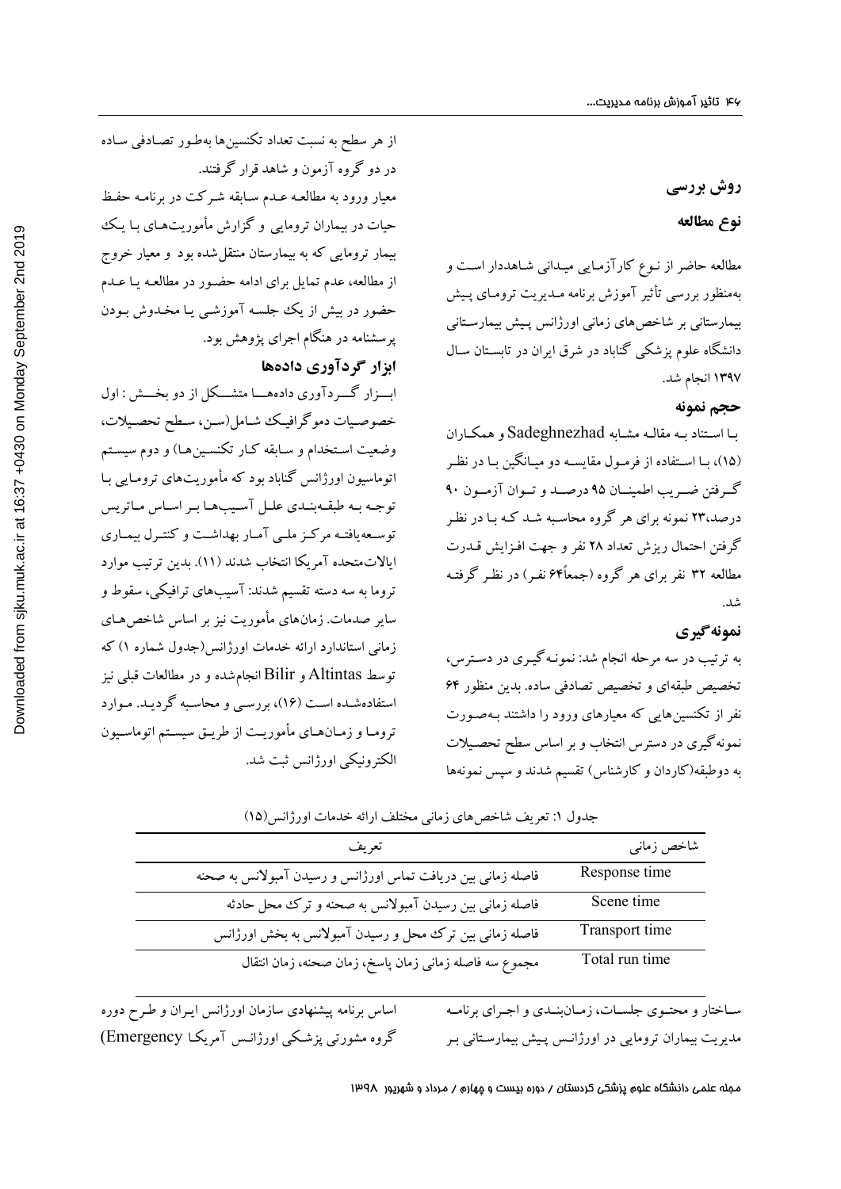## روش بررسی

### نوع مطالعه

مطالعه حاضر از نوع کارآزمایی میدانی شاهددار است و به‌منظور بررسی تأثیر آموزش برنامه مدیریت ترومای پیش بیمارستانی بر شاخص‌های زمانی اورژانس پیش بیمارستانی دانشگاه علوم پزشکی گناباد در شرق ایران در تابستان سال ۱۳۹۷ انجام شد.

### حجم نمونه

با استناد به مقاله مشابه Sadeghnezhad و همکاران (۱۵)، با استفاده از فرمول مقایسه دو میانگین با در نظر گرفتن ضریب اطمینان ۹۵ درصد و توان آزمون ۹۰ درصد،۲۳ نمونه برای هر گروه محاسبه شد که با در نظر گرفتن احتمال ریزش تعداد ۲۸ نفر و جهت افزایش قدرت مطالعه ۳۲ نفر برای هر گروه (جمعاً ۶۴ نفر) در نظر گرفته شد.

### نمونه‌گیری

به ترتیب در سه مرحله انجام شد: نمونه‌گیری در دسترس، تخصیص طبقه‌ای و تخصیص تصادفی ساده. بدین منظور ۶۴ نفر از تکنسین‌هایی که معیارهای ورود را داشتند به‌صورت نمونه‌گیری در دسترس انتخاب و بر اساس سطح تحصیلات به دوطبقه(کاردان و کارشناس) تقسیم شدند و سپس نمونه‌ها از هر سطح به نسبت تعداد تکنسین‌ها به‌طور تصادفی ساده در دو گروه آزمون و شاهد قرار گرفتند.

معیار ورود به مطالعه عدم سابقه شرکت در برنامه حفظ حیات در بیماران ترومایی و گزارش مأموریت‌های با یک بیمار ترومایی که به بیمارستان منتقل‌شده بود و معیار خروج از مطالعه، عدم تمایل برای ادامه حضور در مطالعه یا عدم حضور در بیش از یک جلسه آموزشی یا مخدوش بودن پرسشنامه در هنگام اجرای پژوهش بود.

### ابزار گردآوری داده‌ها

ابزار گردآوری داده‌ها متشکل از دو بخش : اول خصوصیات دموگرافیک شامل(سن، سطح تحصیلات، وضعیت استخدام و سابقه کار تکنسین‌ها) و دوم سیستم اتوماسیون اورژانس گناباد بود که مأموریت‌های ترومایی با توجه به طبقه‌بندی علل آسیب‌ها بر اساس ماتریس توسعه‌یافته مرکز ملی آمار بهداشت و کنترل بیماری ایالات‌متحده آمریکا انتخاب شدند (۱۱). بدین ترتیب موارد تروما به سه دسته تقسیم شدند: آسیب‌های ترافیکی، سقوط و سایر صدمات. زمان‌های مأموریت نیز بر اساس شاخص‌های زمانی استاندارد ارائه خدمات اورژانس(جدول شماره ۱) که توسط Altintas و Bilir انجام‌شده و در مطالعات قبلی نیز استفاده‌شده است (۱۶)، بررسی و محاسبه گردید. موارد تروما و زمان‌های مأموریت از طریق سیستم اتوماسیون الکترونیکی اورژانس ثبت شد.

جدول ۱: تعریف شاخص‌های زمانی مختلف ارائه خدمات اورژانس(۱۵)

| شاخص زمانی | تعریف |
|---|---|
| Response time | فاصله زمانی بین دریافت تماس اورژانس و رسیدن آمبولانس به صحنه |
| Scene time | فاصله زمانی بین رسیدن آمبولانس به صحنه و ترک محل حادثه |
| Transport time | فاصله زمانی بین ترک محل و رسیدن آمبولانس به بخش اورژانس |
| Total run time | مجموع سه فاصله زمانی زمان پاسخ، زمان صحنه، زمان انتقال |

ساختار و محتوی جلسات، زمان‌بندی و اجرای برنامه مدیریت بیماران ترومایی در اورژانس پیش بیمارستانی بر اساس برنامه پیشنهادی سازمان اورژانس ایران و طرح دوره گروه مشورتی پزشکی اورژانس آمریکا (Emergency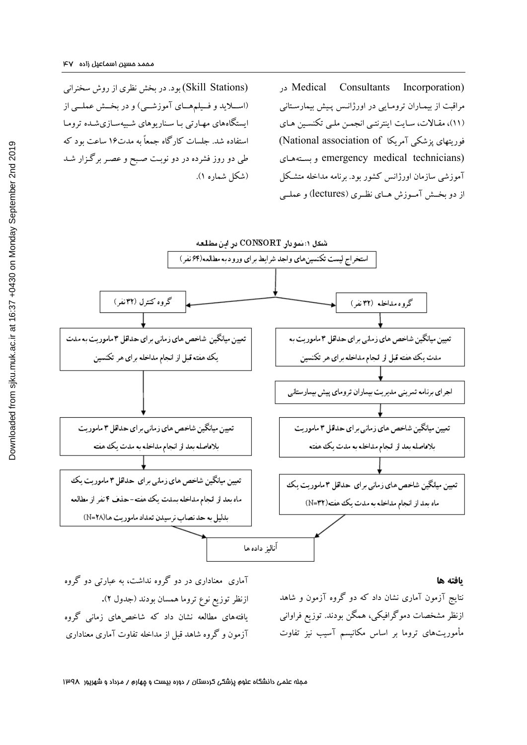Medical Consultants Incorporation) در مراقبت از بیماران ترومایی در اورژانس پیش بیمارستانی (۱۱)، مقالات، سایت اینترنتی انجمن ملی تکنسین های فوریتهای پزشکی آمریکا (National association of emergency medical technicians) و بسته‌های آموزشی سازمان اورژانس کشور بود. برنامه مداخله متشکل از دو بخش آموزش های نظری (lectures) و عملی (Skill Stations) بود. در بخش نظری از روش سخنرانی (اسلاید و فیلم‌های آموزشی) و در بخش عملی از ایستگاه‌های مهارتی با سناریوهای شبیه‌سازی‌شده تروما استفاده شد. جلسات کارگاه جمعاً به مدت۱۶ ساعت بود که طی دو روز فشرده در دو نوبت صبح و عصر برگزار شد (شکل شماره ۱).

شکل ۱: نمودار CONSORT در این مطالعه

استخراج لیست تکنسین‌های واجد شرایط برای ورود به مطالعه(۶۴ نفر)

**گروه مداخله (۳۲ نفر):**
- تعیین میانگین شاخص های زمانی برای حداقل ۳ ماموریت به مدت یک هفته قبل از انجام مداخله برای هر تکنسین
- اجرای برنامه تمرینی مدیریت بیماران ترومای پیش بیمارستانی
- تعیین میانگین شاخص های زمانی برای حداقل ۳ ماموریت بلافاصله بعد از انجام مداخله به مدت یک هفته
- تعیین میانگین شاخص های زمانی برای حداقل ۳ ماموریت یک ماه بعد از انجام مداخله به مدت یک هفته(N=۳۲)

**گروه کنترل (۳۲ نفر):**
- تعیین میانگین شاخص های زمانی برای حداقل ۳ ماموریت به مدت یک هفته قبل از انجام مداخله برای هر تکنسین
- تعیین میانگین شاخص های زمانی برای حداقل ۳ ماموریت بلافاصله بعد از انجام مداخله به مدت یک هفته
- تعیین میانگین شاخص های زمانی برای حداقل ۳ ماموریت یک ماه بعد از انجام مداخله بمدت یک هفته- حذف ۴ نفر از مطالعه بدلیل به حد نصاب نرسیدن تعداد ماموریت ها(N=۲۸)

آنالیز داده ها

## یافته ها

نتایج آزمون آماری نشان داد که دو گروه آزمون و شاهد ازنظر مشخصات دموگرافیکی، همگن بودند. توزیع فراوانی مأموریت‌های تروما بر اساس مکانیسم آسیب نیز تفاوت آماری معناداری در دو گروه نداشت، به عبارتی دو گروه ازنظر توزیع نوع تروما همسان بودند (جدول ۲).

یافته‌های مطالعه نشان داد که شاخص‌های زمانی گروه آزمون و گروه شاهد قبل از مداخله تفاوت آماری معناداری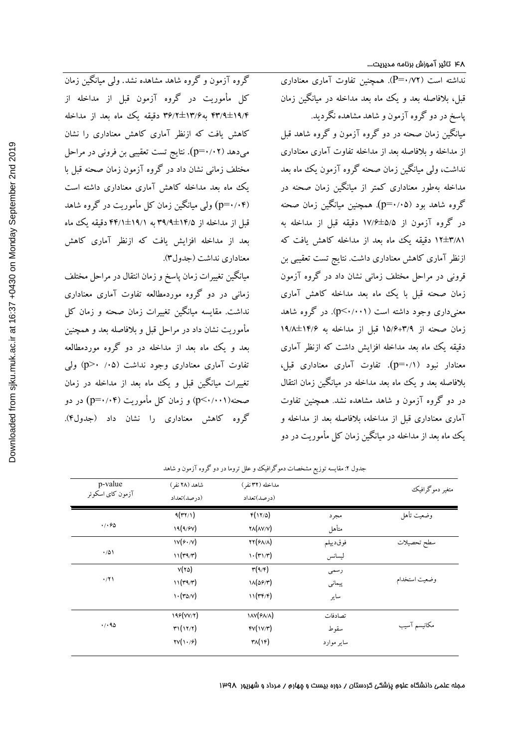نداشته است (P=۰/۷۲). همچنین تفاوت آماری معناداری قبل، بلافاصله بعد و یک ماه بعد مداخله در میانگین زمان پاسخ در دو گروه آزمون و شاهد مشاهده نگردید.

میانگین زمان صحنه در دو گروه آزمون و گروه شاهد قبل از مداخله و بلافاصله بعد از مداخله تفاوت آماری معناداری نداشت، ولی میانگین زمان صحنه گروه آزمون یک ماه بعد مداخله به‌طور معناداری کمتر از میانگین زمان صحنه در گروه شاهد بود (p=۰/۰۵). همچنین میانگین زمان صحنه در گروه آزمون از ۵/۵±۱۷/۶ دقیقه قبل از مداخله به ۳/۸۱±۱۲ دقیقه یک ماه بعد از مداخله کاهش یافت که ازنظر آماری کاهش معناداری داشت. نتایج تست تعقیبی بن فرونی در مراحل مختلف زمانی نشان داد در گروه آزمون زمان صحنه قبل با یک ماه بعد مداخله کاهش آماری معنی‌داری وجود داشته است (p<۰/۰۰۱). در گروه شاهد زمان صحنه از ۳/۹+۱۵/۶ قبل از مداخله به ۱۴/۶±۱۹/۸ دقیقه یک ماه بعد مداخله افزایش داشت که ازنظر آماری معنادار نبود (p=۰/۱). تفاوت آماری معناداری قبل، بلافاصله بعد و یک ماه بعد مداخله در میانگین زمان انتقال در دو گروه آزمون و شاهد مشاهده نشد. همچنین تفاوت آماری معناداری قبل از مداخله، بلافاصله بعد از مداخله و یک ماه بعد از مداخله در میانگین زمان کل مأموریت در دو گروه آزمون و گروه شاهد مشاهده نشد. ولی میانگین زمان کل مأموریت در گروه آزمون قبل از مداخله از ۱۹/۴±۴۳/۹ به۱۳/۶±۳۶/۲ دقیقه یک ماه بعد از مداخله کاهش یافت که ازنظر آماری کاهش معناداری را نشان می‌دهد (p=۰/۰۲). نتایج تست تعقیبی بن فرونی در مراحل مختلف زمانی نشان داد در گروه آزمون زمان صحنه قبل با یک ماه بعد مداخله کاهش آماری معناداری داشته است (p=۰/۰۴) ولی میانگین زمان کل مأموریت در گروه شاهد قبل از مداخله از ۱۴/۵±۳۹/۹ به ۱۹/۱±۴۴/۱ دقیقه یک ماه بعد از مداخله افزایش یافت که ازنظر آماری کاهش معناداری نداشت (جدول۳).

میانگین تغییرات زمان پاسخ و زمان انتقال در مراحل مختلف زمانی در دو گروه موردمطالعه تفاوت آماری معناداری نداشت. مقایسه میانگین تغییرات زمان صحنه و زمان کل مأموریت نشان داد در مراحل قبل و بلافاصله بعد و همچنین بعد و یک ماه بعد از مداخله در دو گروه موردمطالعه تفاوت آماری معناداری وجود نداشت (p> ۰/ ۰۵) ولی تغییرات میانگین قبل و یک ماه بعد از مداخله در زمان صحنه(p<۰/۰۰۱) و زمان کل مأموریت (p=۰/۰۴) در دو گروه کاهش معناداری را نشان داد (جدول۴).

جدول ۲: مقایسه توزیع مشخصات دموگرافیک و علل تروما در دو گروه آزمون و شاهد

| متغیر دموگرافیک | | مداخله (۳۲ نفر) (درصد)تعداد | شاهد (۲۸ نفر) (درصد)تعداد | p-value آزمون کای اسکوئر |
|---|---|---|---|---|
| وضعیت تأهل | مجرد | ۴(۱۲/۵) | ۹(۳۲/۱) | ۰/۰۶۵ |
| | متأهل | ۲۸(۸۷/۷) | ۱۹(۹/۶۷) | |
| سطح تحصیلات | فوق‌دیپلم | ۲۲(۶۸/۸) | ۱۷(۶۰/۷) | ۰/۵۱ |
| | لیسانس | ۱۰(۳۱/۳) | ۱۱(۳۹/۳) | |
| وضعیت استخدام | رسمی | ۳(۹/۴) | ۷(۲۵) | ۰/۲۱ |
| | پیمانی | ۱۸(۵۶/۳) | ۱۱(۳۹/۳) | |
| | سایر | ۱۱(۳۴/۴) | ۱۰(۳۵/۷) | |
| مکانیسم آسیب | تصادفات | ۱۸۷(۶۸/۸) | ۱۹۶(۷۷/۲) | ۰/۰۹۵ |
| | سقوط | ۴۷(۱۷/۳) | ۳۱(۱۲/۲) | |
| | سایر موارد | ۳۸(۱۴) | ۲۷(۱۰/۶) | |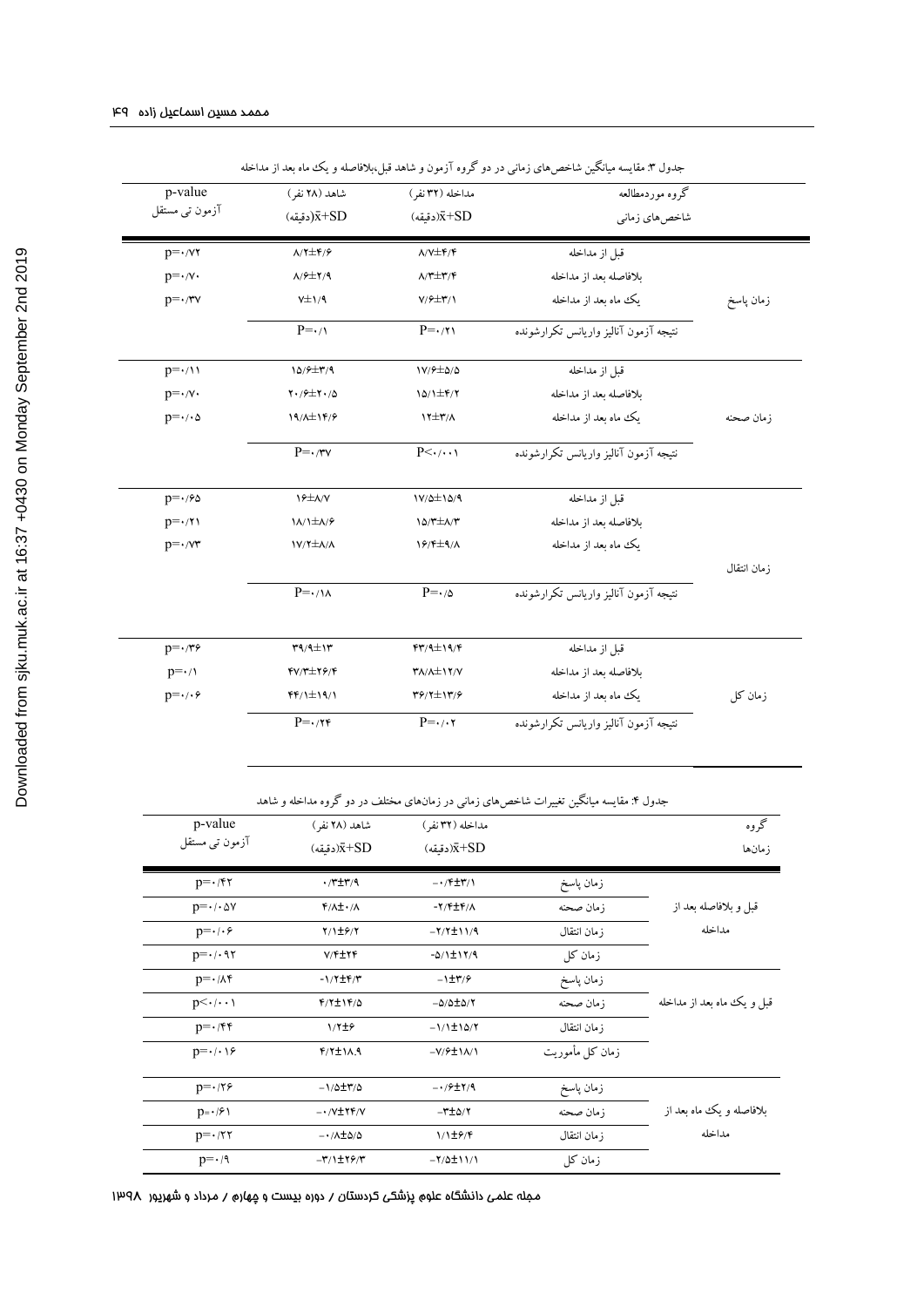جدول ۳: مقایسه میانگین شاخص‌های زمانی در دو گروه آزمون و شاهد قبل،بلافاصله و یک ماه بعد از مداخله

| شاخص‌های زمانی | گروه موردمطالعه | مداخله (۳۲ نفر) (دقیقه)x̄+SD | شاهد (۲۸ نفر) (دقیقه)x̄+SD | p-value آزمون تی مستقل |
|---|---|---|---|---|
| زمان پاسخ | قبل از مداخله | ۸/۷±۴/۴ | ۸/۲±۴/۶ | p=۰/۷۲ |
| | بلافاصله بعد از مداخله | ۸/۳±۳/۴ | ۸/۶±۲/۹ | p=۰/۷۰ |
| | یک ماه بعد از مداخله | ۷/۶±۳/۱ | ۷±۱/۹ | p=۰/۳۷ |
| | نتیجه آزمون آنالیز واریانس تکرارشونده | P=۰/۲۱ | P=۰/۱ | |
| زمان صحنه | قبل از مداخله | ۱۷/۶±۵/۵ | ۱۵/۶±۳/۹ | p=۰/۱۱ |
| | بلافاصله بعد از مداخله | ۱۵/۱±۴/۲ | ۲۰/۶±۲۰/۵ | p=۰/۷۰ |
| | یک ماه بعد از مداخله | ۱۲±۳/۸ | ۱۹/۸±۱۴/۶ | p=۰/۰۵ |
| | نتیجه آزمون آنالیز واریانس تکرارشونده | P<۰/۰۰۱ | P=۰/۳۷ | |
| زمان انتقال | قبل از مداخله | ۱۷/۵±۱۵/۹ | ۱۶±۸/۷ | p=۰/۶۵ |
| | بلافاصله بعد از مداخله | ۱۵/۳±۸/۳ | ۱۸/۱±۸/۶ | p=۰/۲۱ |
| | یک ماه بعد از مداخله | ۱۶/۴±۹/۸ | ۱۷/۲±۸/۸ | p=۰/۷۳ |
| | نتیجه آزمون آنالیز واریانس تکرارشونده | P=۰/۵ | P=۰/۱۸ | |
| زمان کل | قبل از مداخله | ۴۳/۹±۱۹/۴ | ۳۹/۹±۱۳ | p=۰/۳۶ |
| | بلافاصله بعد از مداخله | ۳۸/۸±۱۲/۷ | ۴۷/۳±۲۶/۴ | p=۰/۱ |
| | یک ماه بعد از مداخله | ۳۶/۲±۱۳/۶ | ۴۴/۱±۱۹/۱ | p=۰/۰۶ |
| | نتیجه آزمون آنالیز واریانس تکرارشونده | P=۰/۰۲ | P=۰/۲۴ | |

جدول ۴: مقایسه میانگین تغییرات شاخص‌های زمانی در زمان‌های مختلف در دو گروه مداخله و شاهد

| زمان‌ها | گروه | مداخله (۳۲ نفر) (دقیقه)x̄+SD | شاهد (۲۸ نفر) (دقیقه)x̄+SD | p-value آزمون تی مستقل |
|---|---|---|---|---|
| قبل و بلافاصله بعد از مداخله | زمان پاسخ | ۰/۴±۳/۱- | ۰/۳±۳/۹ | p=۰/۴۲ |
| | زمان صحنه | ۲/۴±۴/۸- | ۴/۸±۰/۸ | p=۰/۰۵۷ |
| | زمان انتقال | ۲/۲±۱۱/۹- | ۲/۱±۶/۲ | p=۰/۰۶ |
| | زمان کل | ۵/۱±۱۲/۹- | ۷/۴±۲۴ | p=۰/۰۹۲ |
| قبل و یک ماه بعد از مداخله | زمان پاسخ | ۱±۳/۶- | ۱/۲±۴/۳- | p=۰/۸۴ |
| | زمان صحنه | ۵/۵±۵/۲- | ۴/۲±۱۴/۵ | p<۰/۰۰۱ |
| | زمان انتقال | ۱/۱±۱۵/۲- | ۱/۲±۶ | p=۰/۴۴ |
| | زمان کل مأموریت | ۷/۶±۱۸/۱- | ۴/۲±۱۸.۹ | p=۰/۰۱۶ |
| بلافاصله و یک ماه بعد از مداخله | زمان پاسخ | ۰/۶±۲/۹- | ۱/۵±۳/۵- | p=۰/۲۶ |
| | زمان صحنه | ۳±۵/۲- | ۰/۷±۲۴/۷- | p=۰/۶۱ |
| | زمان انتقال | ۱/۱±۶/۴ | ۰/۸±۵/۵- | p=۰/۲۲ |
| | زمان کل | ۲/۵±۱۱/۱- | ۳/۱±۲۶/۳- | p=۰/۹ |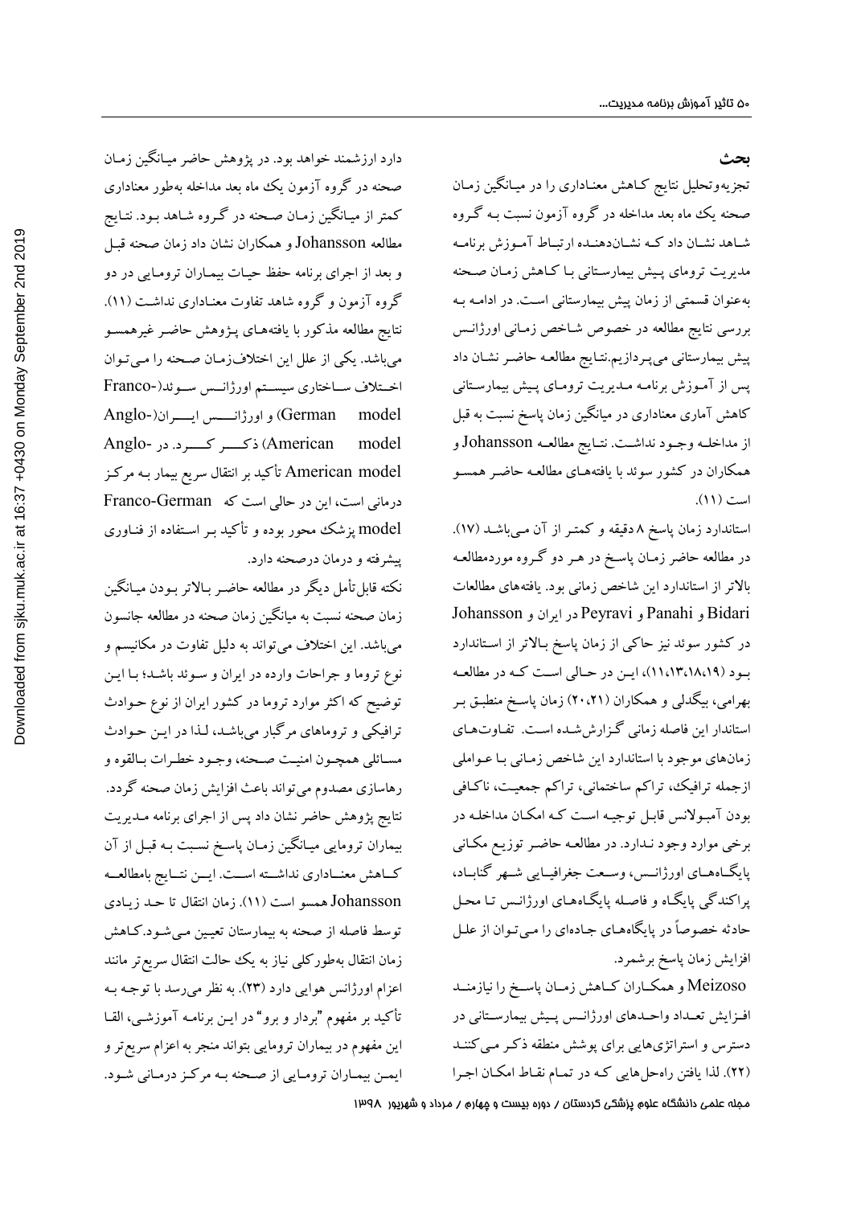## بحث

تجزیه‌وتحلیل نتایج کاهش معناداری را در میانگین زمان صحنه یک ماه بعد مداخله در گروه آزمون نسبت به گروه شاهد نشان داد که نشان‌دهنده ارتباط آموزش برنامه مدیریت ترومای پیش بیمارستانی با کاهش زمان صحنه به‌عنوان قسمتی از زمان پیش بیمارستانی است. در ادامه به بررسی نتایج مطالعه در خصوص شاخص زمانی اورژانس پیش بیمارستانی می‌پردازیم.نتایج مطالعه حاضر نشان داد پس از آموزش برنامه مدیریت ترومای پیش بیمارستانی کاهش آماری معناداری در میانگین زمان پاسخ نسبت به قبل از مداخله وجود نداشت. نتایج مطالعه Johansson و همکاران در کشور سوئد با یافته‌های مطالعه حاضر همسو است (۱۱).

استاندارد زمان پاسخ ۸ دقیقه و کمتر از آن می‌باشد (۱۷). در مطالعه حاضر زمان پاسخ در هر دو گروه موردمطالعه بالاتر از استاندارد این شاخص زمانی بود. یافته‌های مطالعات Bidari و Panahi و Peyravi در ایران و Johansson در کشور سوئد نیز حاکی از زمان پاسخ بالاتر از استاندارد بود (۱۱،۱۳،۱۸،۱۹)، این در حالی است که در مطالعه بهرامی، بیگدلی و همکاران (۲۰،۲۱) زمان پاسخ منطبق بر استاندار این فاصله زمانی گزارش‌شده است. تفاوت‌های زمان‌های موجود با استاندارد این شاخص زمانی با عواملی ازجمله ترافیک، تراکم ساختمانی، تراکم جمعیت، ناکافی بودن آمبولانس قابل توجیه است که امکان مداخله در برخی موارد وجود ندارد. در مطالعه حاضر توزیع مکانی پایگاه‌های اورژانس، وسعت جغرافیایی شهر گناباد، پراکندگی پایگاه و فاصله پایگاه‌های اورژانس تا محل حادثه خصوصاً در پایگاه‌های جاده‌ای را می‌توان از علل افزایش زمان پاسخ برشمرد.

Meizoso و همکاران کاهش زمان پاسخ را نیازمند افزایش تعداد واحدهای اورژانس پیش بیمارستانی در دسترس و استراتژی‌هایی برای پوشش منطقه ذکر می‌کنند (۲۲). لذا یافتن راه‌حل‌هایی که در تمام نقاط امکان اجرا دارد ارزشمند خواهد بود. در پژوهش حاضر میانگین زمان صحنه در گروه آزمون یک ماه بعد مداخله به‌طور معناداری کمتر از میانگین زمان صحنه در گروه شاهد بود. نتایج مطالعه Johansson و همکاران نشان داد زمان صحنه قبل و بعد از اجرای برنامه حفظ حیات بیماران ترومایی در دو گروه آزمون و گروه شاهد تفاوت معناداری نداشت (۱۱). نتایج مطالعه مذکور با یافته‌های پژوهش حاضر غیرهمسو می‌باشد. یکی از علل این اختلاف‌زمان صحنه را می‌توان اختلاف ساختاری سیستم اورژانس سوئد(Franco-German model) و اورژانس ایران(Anglo-American model) ذکر کرد. در Anglo-American model تأکید بر انتقال سریع بیمار به مرکز درمانی است، این در حالی است که Franco-German model پزشک محور بوده و تأکید بر استفاده از فناوری پیشرفته و درمان درصحنه دارد.

نکته قابل‌تأمل دیگر در مطالعه حاضر بالاتر بودن میانگین زمان صحنه نسبت به میانگین زمان صحنه در مطالعه جانسون می‌باشد. این اختلاف می‌تواند به دلیل تفاوت در مکانیسم و نوع تروما و جراحات وارده در ایران و سوئد باشد؛ با این توضیح که اکثر موارد تروما در کشور ایران از نوع حوادث ترافیکی و تروماهای مرگبار می‌باشد، لذا در این حوادث مسائلی همچون امنیت صحنه، وجود خطرات بالقوه و رهاسازی مصدوم می‌تواند باعث افزایش زمان صحنه گردد. نتایج پژوهش حاضر نشان داد پس از اجرای برنامه مدیریت بیماران ترومایی میانگین زمان پاسخ نسبت به قبل از آن کاهش معناداری نداشته است. این نتایج بامطالعه Johansson همسو است (۱۱). زمان انتقال تا حد زیادی توسط فاصله از صحنه به بیمارستان تعیین می‌شود.کاهش زمان انتقال به‌طورکلی نیاز به یک حالت انتقال سریع‌تر مانند اعزام اورژانس هوایی دارد (۲۳). به نظر می‌رسد با توجه به تأکید بر مفهوم "بردار و برو" در این برنامه آموزشی، القا این مفهوم در بیماران ترومایی بتواند منجر به اعزام سریع‌تر و ایمن بیماران ترومایی از صحنه به مرکز درمانی شود.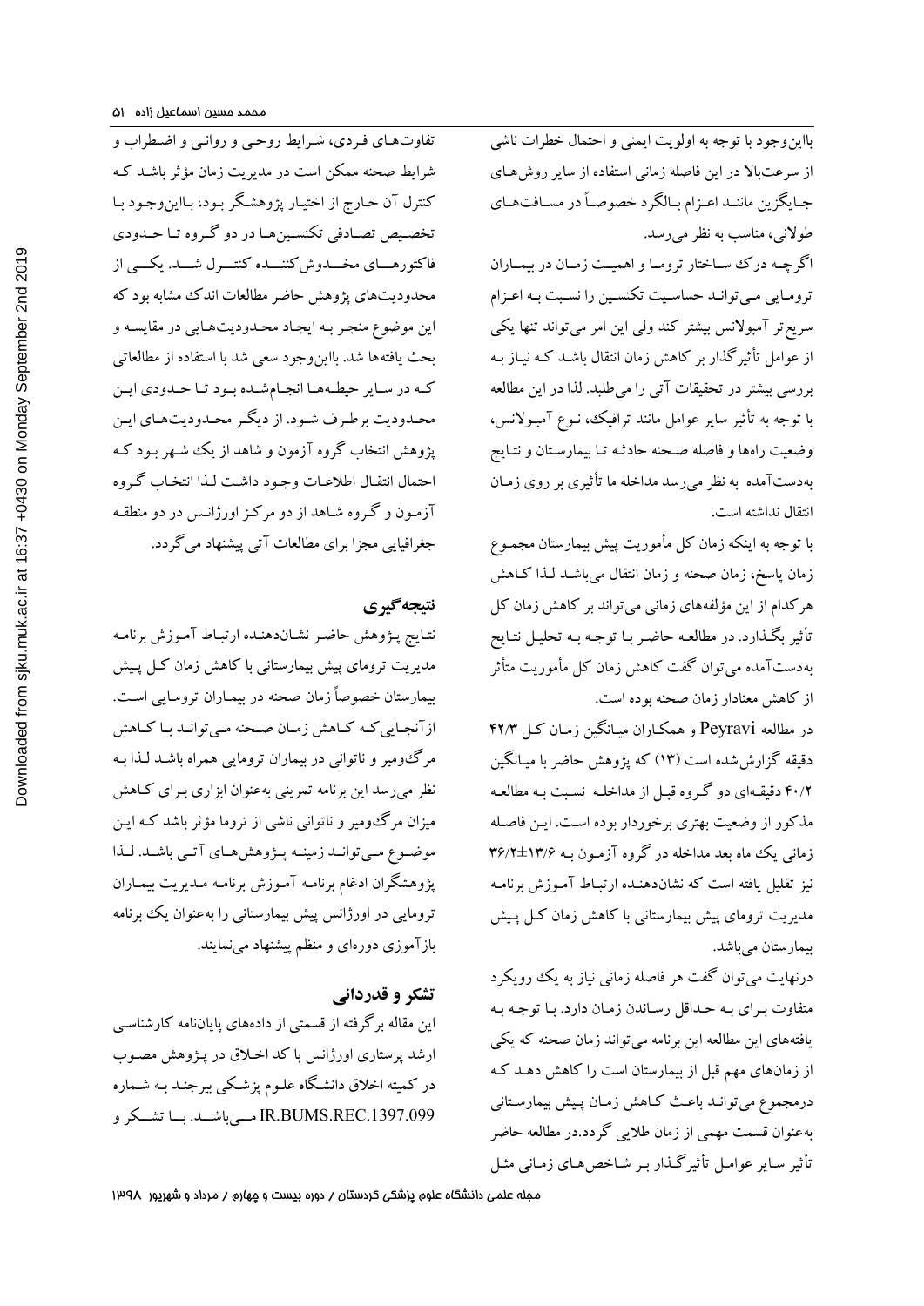بااین‌وجود با توجه به اولویت ایمنی و احتمال خطرات ناشی از سرعت‌بالا در این فاصله زمانی استفاده از سایر روش‌های جایگزین مانند اعزام بالگرد خصوصاً در مسافت‌های طولانی، مناسب به نظر می‌رسد.

اگرچه درک ساختار تروما و اهمیت زمان در بیماران ترومایی می‌تواند حساسیت تکنسین را نسبت به اعزام سریع‌تر آمبولانس بیشتر کند ولی این امر می‌تواند تنها یکی از عوامل تأثیرگذار بر کاهش زمان انتقال باشد که نیاز به بررسی بیشتر در تحقیقات آتی را می‌طلبد. لذا در این مطالعه با توجه به تأثیر سایر عوامل مانند ترافیک، نوع آمبولانس، وضعیت راه‌ها و فاصله صحنه حادثه تا بیمارستان و نتایج به‌دست‌آمده به نظر می‌رسد مداخله ما تأثیری بر روی زمان انتقال نداشته است.

با توجه به اینکه زمان کل مأموریت پیش بیمارستان مجموع زمان پاسخ، زمان صحنه و زمان انتقال می‌باشد لذا کاهش هرکدام از این مؤلفه‌های زمانی می‌تواند بر کاهش زمان کل تأثیر بگذارد. در مطالعه حاضر با توجه به تحلیل نتایج به‌دست‌آمده می‌توان گفت کاهش زمان کل مأموریت متأثر از کاهش معنادار زمان صحنه بوده است.

در مطالعه Peyravi و همکاران میانگین زمان کل ۴۲/۳ دقیقه گزارش‌شده است (۱۳) که پژوهش حاضر با میانگین ۴۰/۲ دقیقه‌ای دو گروه قبل از مداخله نسبت به مطالعه مذکور از وضعیت بهتری برخوردار بوده است. این فاصله زمانی یک ماه بعد مداخله در گروه آزمون به ۱۳/۶±۳۶/۲ نیز تقلیل یافته است که نشان‌دهنده ارتباط آموزش برنامه مدیریت ترومای پیش بیمارستانی با کاهش زمان کل پیش بیمارستان می‌باشد.

درنهایت می‌توان گفت هر فاصله زمانی نیاز به یک رویکرد متفاوت برای به حداقل رساندن زمان دارد. با توجه به یافته‌های این مطالعه این برنامه می‌تواند زمان صحنه که یکی از زمان‌های مهم قبل از بیمارستان است را کاهش دهد که درمجموع می‌تواند باعث کاهش زمان پیش بیمارستانی به‌عنوان قسمت مهمی از زمان طلایی گردد.در مطالعه حاضر تأثیر سایر عوامل تأثیرگذار بر شاخص‌های زمانی مثل تفاوت‌های فردی، شرایط روحی و روانی و اضطراب و شرایط صحنه ممکن است در مدیریت زمان مؤثر باشد که کنترل آن خارج از اختیار پژوهشگر بود، بااین‌وجود با تخصیص تصادفی تکنسین‌ها در دو گروه تا حدودی فاکتورهای مخدوش‌کننده کنترل شد. یکی از محدودیت‌های پژوهش حاضر مطالعات اندک مشابه بود که این موضوع منجر به ایجاد محدودیت‌هایی در مقایسه و بحث یافته‌ها شد. بااین‌وجود سعی شد با استفاده از مطالعاتی که در سایر حیطه‌ها انجام‌شده بود تا حدودی این محدودیت برطرف شود. از دیگر محدودیت‌های این پژوهش انتخاب گروه آزمون و شاهد از یک شهر بود که احتمال انتقال اطلاعات وجود داشت لذا انتخاب گروه آزمون و گروه شاهد از دو مرکز اورژانس در دو منطقه جغرافیایی مجزا برای مطالعات آتی پیشنهاد می‌گردد.

## نتیجه‌گیری

نتایج پژوهش حاضر نشان‌دهنده ارتباط آموزش برنامه مدیریت ترومای پیش بیمارستانی با کاهش زمان کل پیش بیمارستان خصوصاً زمان صحنه در بیماران ترومایی است. ازآنجایی‌که کاهش زمان صحنه می‌تواند با کاهش مرگ‌ومیر و ناتوانی در بیماران ترومایی همراه باشد لذا به نظر می‌رسد این برنامه تمرینی به‌عنوان ابزاری برای کاهش میزان مرگ‌ومیر و ناتوانی ناشی از تروما مؤثر باشد که این موضوع می‌تواند زمینه پژوهش‌های آتی باشد. لذا پژوهشگران ادغام برنامه آموزش برنامه مدیریت بیماران ترومایی در اورژانس پیش بیمارستانی را به‌عنوان یک برنامه بازآموزی دوره‌ای و منظم پیشنهاد می‌نمایند.

## تشکر و قدردانی

این مقاله برگرفته از قسمتی از داده‌های پایان‌نامه کارشناسی ارشد پرستاری اورژانس با کد اخلاق در پژوهش مصوب در کمیته اخلاق دانشگاه علوم پزشکی بیرجند به شماره IR.BUMS.REC.1397.099 می‌باشد. با تشکر و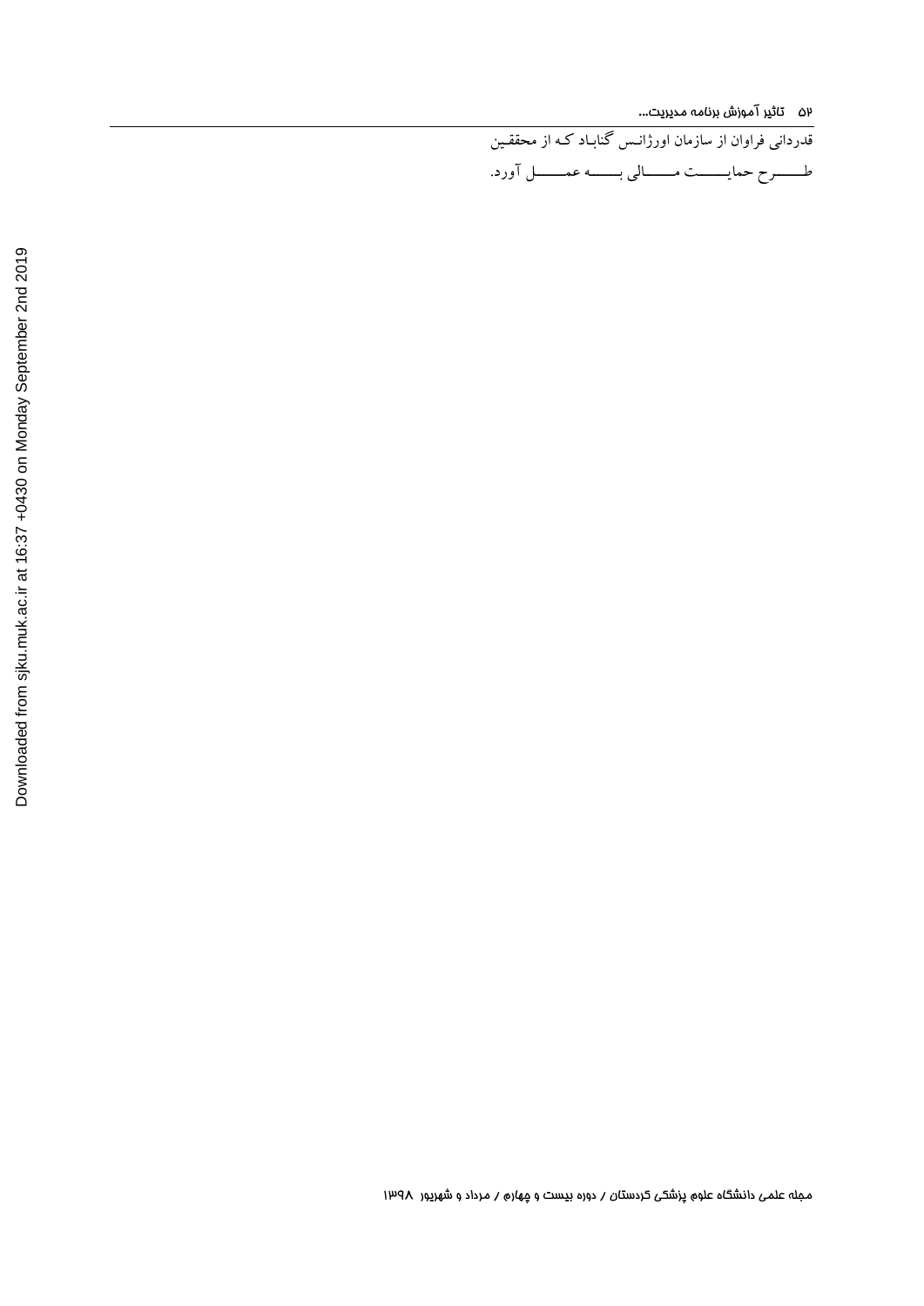قدردانی فراوان از سازمان اورژانس گناباد که از محققین طرح حمایت مالی به عمل آورد.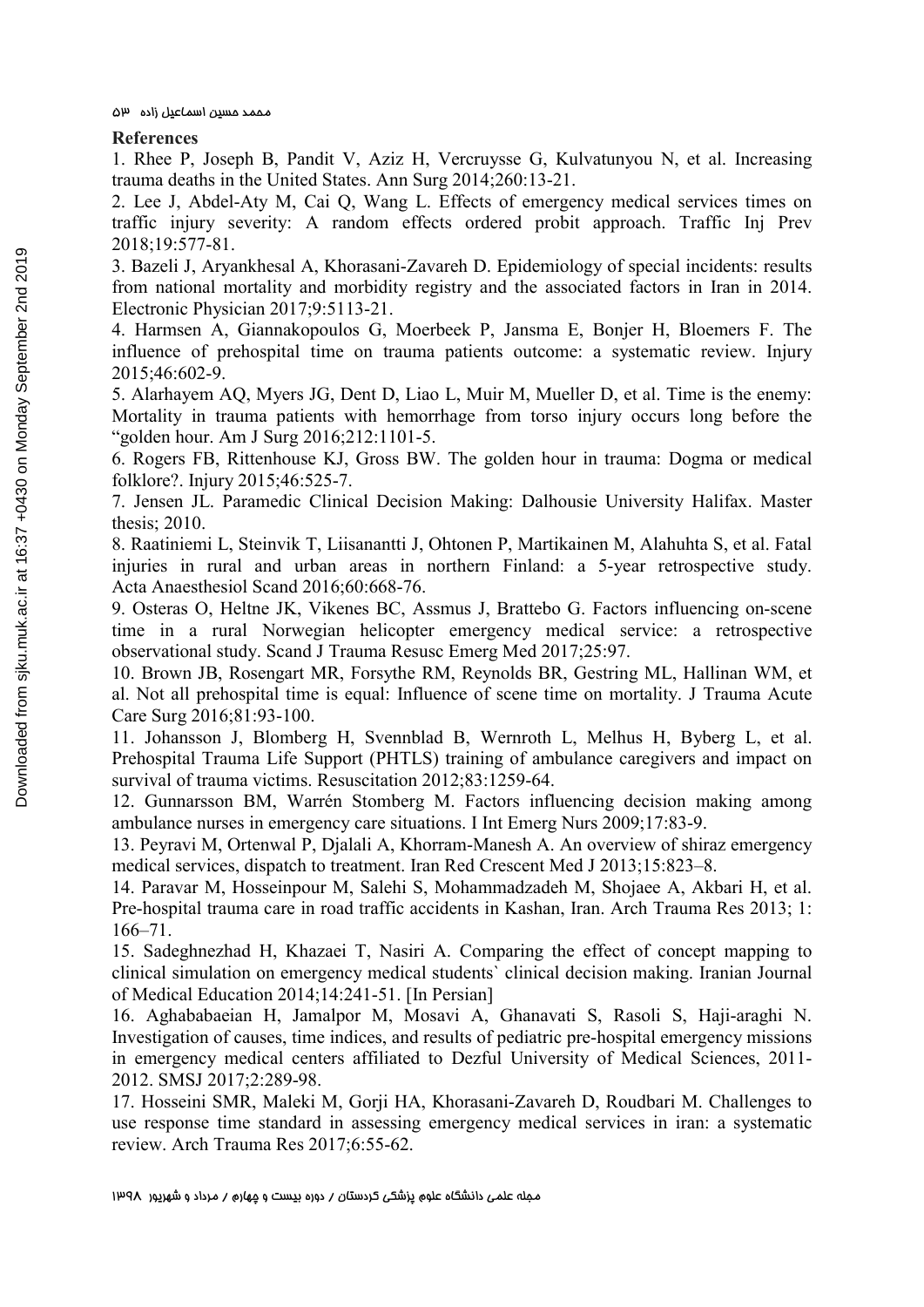## References

1. Rhee P, Joseph B, Pandit V, Aziz H, Vercruysse G, Kulvatunyou N, et al. Increasing trauma deaths in the United States. Ann Surg 2014;260:13-21.

2. Lee J, Abdel-Aty M, Cai Q, Wang L. Effects of emergency medical services times on traffic injury severity: A random effects ordered probit approach. Traffic Inj Prev 2018;19:577-81.

3. Bazeli J, Aryankhesal A, Khorasani-Zavareh D. Epidemiology of special incidents: results from national mortality and morbidity registry and the associated factors in Iran in 2014. Electronic Physician 2017;9:5113-21.

4. Harmsen A, Giannakopoulos G, Moerbeek P, Jansma E, Bonjer H, Bloemers F. The influence of prehospital time on trauma patients outcome: a systematic review. Injury 2015;46:602-9.

5. Alarhayem AQ, Myers JG, Dent D, Liao L, Muir M, Mueller D, et al. Time is the enemy: Mortality in trauma patients with hemorrhage from torso injury occurs long before the "golden hour. Am J Surg 2016;212:1101-5.

6. Rogers FB, Rittenhouse KJ, Gross BW. The golden hour in trauma: Dogma or medical folklore?. Injury 2015;46:525-7.

7. Jensen JL. Paramedic Clinical Decision Making: Dalhousie University Halifax. Master thesis; 2010.

8. Raatiniemi L, Steinvik T, Liisanantti J, Ohtonen P, Martikainen M, Alahuhta S, et al. Fatal injuries in rural and urban areas in northern Finland: a 5-year retrospective study. Acta Anaesthesiol Scand 2016;60:668-76.

9. Osteras O, Heltne JK, Vikenes BC, Assmus J, Brattebo G. Factors influencing on-scene time in a rural Norwegian helicopter emergency medical service: a retrospective observational study. Scand J Trauma Resusc Emerg Med 2017;25:97.

10. Brown JB, Rosengart MR, Forsythe RM, Reynolds BR, Gestring ML, Hallinan WM, et al. Not all prehospital time is equal: Influence of scene time on mortality. J Trauma Acute Care Surg 2016;81:93-100.

11. Johansson J, Blomberg H, Svennblad B, Wernroth L, Melhus H, Byberg L, et al. Prehospital Trauma Life Support (PHTLS) training of ambulance caregivers and impact on survival of trauma victims. Resuscitation 2012;83:1259-64.

12. Gunnarsson BM, Warrén Stomberg M. Factors influencing decision making among ambulance nurses in emergency care situations. I Int Emerg Nurs 2009;17:83-9.

13. Peyravi M, Ortenwal P, Djalali A, Khorram-Manesh A. An overview of shiraz emergency medical services, dispatch to treatment. Iran Red Crescent Med J 2013;15:823–8.

14. Paravar M, Hosseinpour M, Salehi S, Mohammadzadeh M, Shojaee A, Akbari H, et al. Pre-hospital trauma care in road traffic accidents in Kashan, Iran. Arch Trauma Res 2013; 1: 166–71.

15. Sadeghnezhad H, Khazaei T, Nasiri A. Comparing the effect of concept mapping to clinical simulation on emergency medical students` clinical decision making. Iranian Journal of Medical Education 2014;14:241-51. [In Persian]

16. Aghababaeian H, Jamalpor M, Mosavi A, Ghanavati S, Rasoli S, Haji-araghi N. Investigation of causes, time indices, and results of pediatric pre-hospital emergency missions in emergency medical centers affiliated to Dezful University of Medical Sciences, 2011-2012. SMSJ 2017;2:289-98.

17. Hosseini SMR, Maleki M, Gorji HA, Khorasani-Zavareh D, Roudbari M. Challenges to use response time standard in assessing emergency medical services in iran: a systematic review. Arch Trauma Res 2017;6:55-62.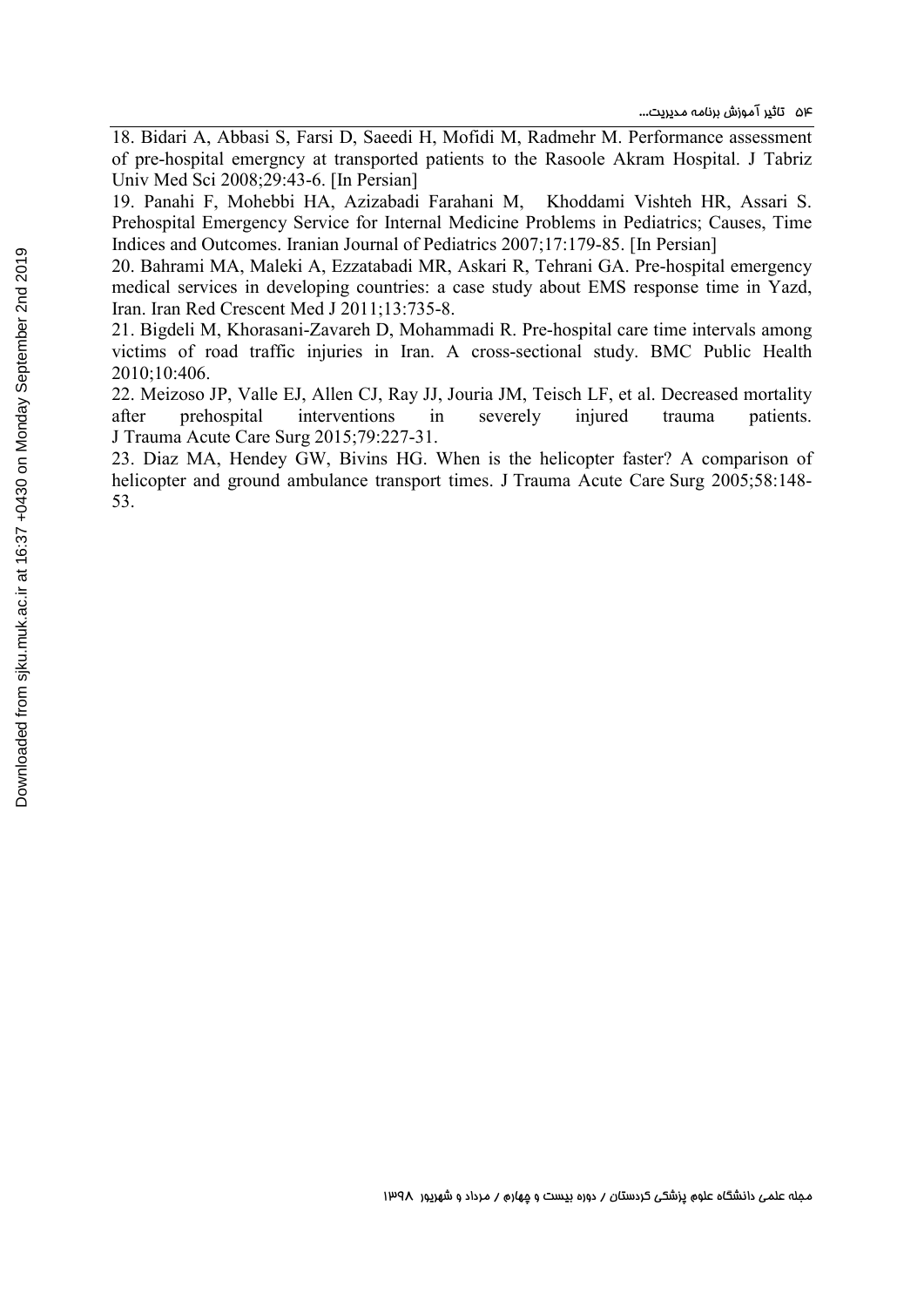18. Bidari A, Abbasi S, Farsi D, Saeedi H, Mofidi M, Radmehr M. Performance assessment of pre-hospital emergncy at transported patients to the Rasoole Akram Hospital. J Tabriz Univ Med Sci 2008;29:43-6. [In Persian]

19. Panahi F, Mohebbi HA, Azizabadi Farahani M, Khoddami Vishteh HR, Assari S. Prehospital Emergency Service for Internal Medicine Problems in Pediatrics; Causes, Time Indices and Outcomes. Iranian Journal of Pediatrics 2007;17:179-85. [In Persian]

20. Bahrami MA, Maleki A, Ezzatabadi MR, Askari R, Tehrani GA. Pre-hospital emergency medical services in developing countries: a case study about EMS response time in Yazd, Iran. Iran Red Crescent Med J 2011;13:735-8.

21. Bigdeli M, Khorasani-Zavareh D, Mohammadi R. Pre-hospital care time intervals among victims of road traffic injuries in Iran. A cross-sectional study. BMC Public Health 2010;10:406.

22. Meizoso JP, Valle EJ, Allen CJ, Ray JJ, Jouria JM, Teisch LF, et al. Decreased mortality after prehospital interventions in severely injured trauma patients. J Trauma Acute Care Surg 2015;79:227-31.

23. Diaz MA, Hendey GW, Bivins HG. When is the helicopter faster? A comparison of helicopter and ground ambulance transport times. J Trauma Acute Care Surg 2005;58:148-53.